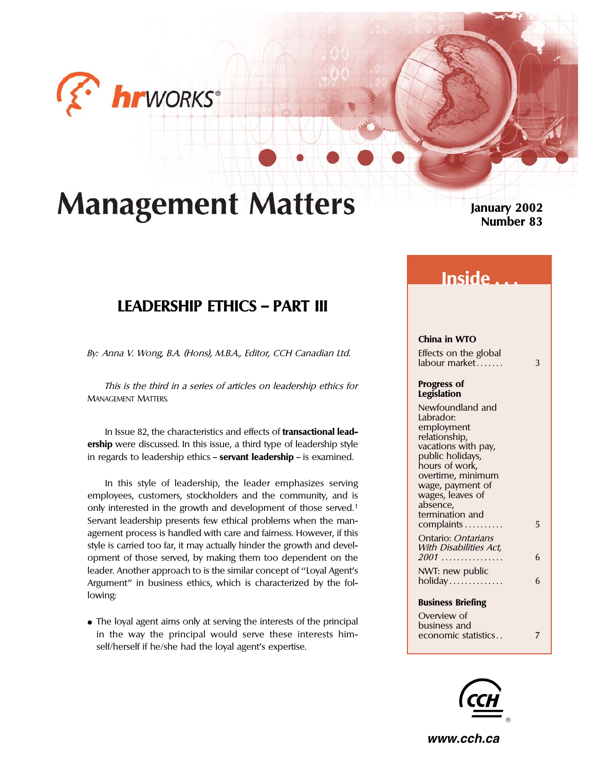# hrWORKS®

# Management Matters

**January 2002**
**Number 83**

## LEADERSHIP ETHICS – PART III

*By: Anna V. Wong, B.A. (Hons), M.B.A., Editor, CCH Canadian Ltd.*

*This is the third in a series of articles on leadership ethics for* MANAGEMENT MATTERS.

In Issue 82, the characteristics and effects of **transactional leadership** were discussed. In this issue, a third type of leadership style in regards to leadership ethics – **servant leadership** – is examined.

In this style of leadership, the leader emphasizes serving employees, customers, stockholders and the community, and is only interested in the growth and development of those served.[1] Servant leadership presents few ethical problems when the management process is handled with care and fairness. However, if this style is carried too far, it may actually hinder the growth and development of those served, by making them too dependent on the leader. Another approach to is the similar concept of "Loyal Agent's Argument" in business ethics, which is characterized by the following:

- The loyal agent aims only at serving the interests of the principal in the way the principal would serve these interests himself/herself if he/she had the loyal agent's expertise.

## Inside . . .

**China in WTO**

Effects on the global labour market ....... 3

**Progress of Legislation**

Newfoundland and Labrador: employment relationship, vacations with pay, public holidays, hours of work, overtime, minimum wage, payment of wages, leaves of absence, termination and complaints .......... 5

Ontario: *Ontarians With Disabilities Act, 2001* ................ 6

NWT: new public holiday .............. 6

**Business Briefing**

Overview of business and economic statistics.. 7

CCH®

**www.cch.ca**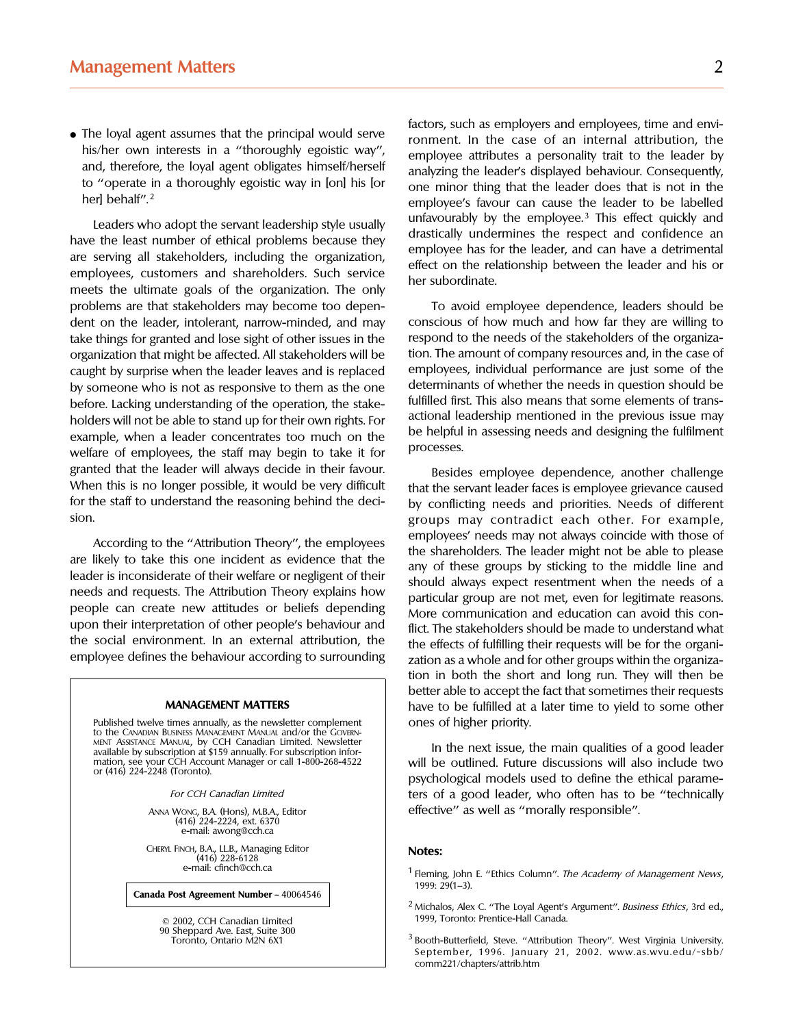- The loyal agent assumes that the principal would serve his/her own interests in a "thoroughly egoistic way", and, therefore, the loyal agent obligates himself/herself to "operate in a thoroughly egoistic way in [on] his [or her] behalf".[2]

Leaders who adopt the servant leadership style usually have the least number of ethical problems because they are serving all stakeholders, including the organization, employees, customers and shareholders. Such service meets the ultimate goals of the organization. The only problems are that stakeholders may become too dependent on the leader, intolerant, narrow-minded, and may take things for granted and lose sight of other issues in the organization that might be affected. All stakeholders will be caught by surprise when the leader leaves and is replaced by someone who is not as responsive to them as the one before. Lacking understanding of the operation, the stakeholders will not be able to stand up for their own rights. For example, when a leader concentrates too much on the welfare of employees, the staff may begin to take it for granted that the leader will always decide in their favour. When this is no longer possible, it would be very difficult for the staff to understand the reasoning behind the decision.

According to the "Attribution Theory", the employees are likely to take this one incident as evidence that the leader is inconsiderate of their welfare or negligent of their needs and requests. The Attribution Theory explains how people can create new attitudes or beliefs depending upon their interpretation of other people's behaviour and the social environment. In an external attribution, the employee defines the behaviour according to surrounding factors, such as employers and employees, time and environment. In the case of an internal attribution, the employee attributes a personality trait to the leader by analyzing the leader's displayed behaviour. Consequently, one minor thing that the leader does that is not in the employee's favour can cause the leader to be labelled unfavourably by the employee.[3] This effect quickly and drastically undermines the respect and confidence an employee has for the leader, and can have a detrimental effect on the relationship between the leader and his or her subordinate.

To avoid employee dependence, leaders should be conscious of how much and how far they are willing to respond to the needs of the stakeholders of the organization. The amount of company resources and, in the case of employees, individual performance are just some of the determinants of whether the needs in question should be fulfilled first. This also means that some elements of transactional leadership mentioned in the previous issue may be helpful in assessing needs and designing the fulfilment processes.

Besides employee dependence, another challenge that the servant leader faces is employee grievance caused by conflicting needs and priorities. Needs of different groups may contradict each other. For example, employees' needs may not always coincide with those of the shareholders. The leader might not be able to please any of these groups by sticking to the middle line and should always expect resentment when the needs of a particular group are not met, even for legitimate reasons. More communication and education can avoid this conflict. The stakeholders should be made to understand what the effects of fulfilling their requests will be for the organization as a whole and for other groups within the organization in both the short and long run. They will then be better able to accept the fact that sometimes their requests have to be fulfilled at a later time to yield to some other ones of higher priority.

In the next issue, the main qualities of a good leader will be outlined. Future discussions will also include two psychological models used to define the ethical parameters of a good leader, who often has to be "technically effective" as well as "morally responsible".

**MANAGEMENT MATTERS**

Published twelve times annually, as the newsletter complement to the CANADIAN BUSINESS MANAGEMENT MANUAL and/or the GOVERNMENT ASSISTANCE MANUAL, by CCH Canadian Limited. Newsletter available by subscription at $159 annually. For subscription information, see your CCH Account Manager or call 1-800-268-4522 or (416) 224-2248 (Toronto).

*For CCH Canadian Limited*

ANNA WONG, B.A. (Hons), M.B.A., Editor
(416) 224-2224, ext. 6370
e-mail: awong@cch.ca

CHERYL FINCH, B.A., LL.B., Managing Editor
(416) 228-6128
e-mail: cfinch@cch.ca

**Canada Post Agreement Number** – 40064546

© 2002, CCH Canadian Limited
90 Sheppard Ave. East, Suite 300
Toronto, Ontario M2N 6X1

**Notes:**

[1] Fleming, John E. "Ethics Column". *The Academy of Management News*, 1999: 29(1–3).

[2] Michalos, Alex C. "The Loyal Agent's Argument". *Business Ethics*, 3rd ed., 1999, Toronto: Prentice-Hall Canada.

[3] Booth-Butterfield, Steve. "Attribution Theory". West Virginia University. September, 1996. January 21, 2002. www.as.wvu.edu/~sbb/comm221/chapters/attrib.htm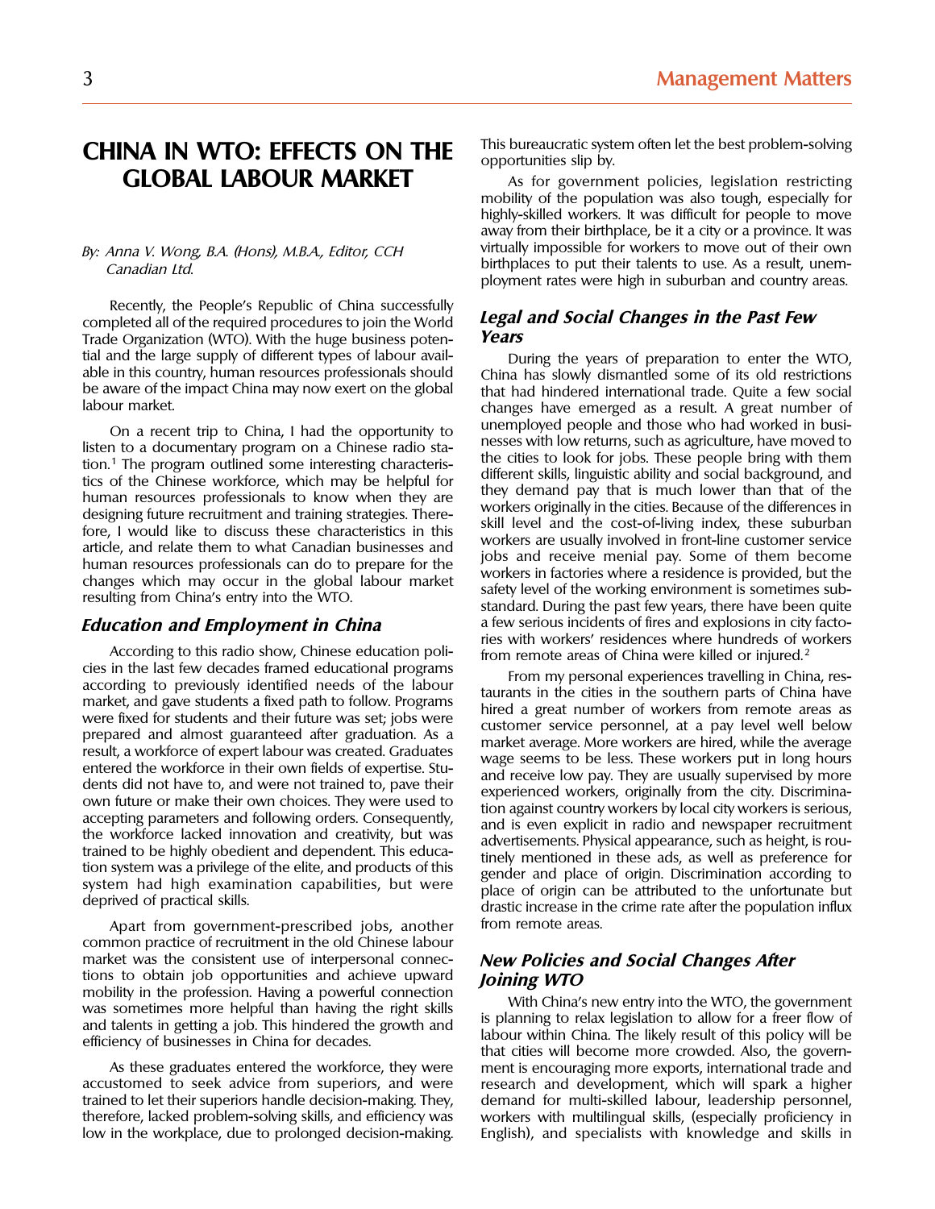# CHINA IN WTO: EFFECTS ON THE GLOBAL LABOUR MARKET

*By: Anna V. Wong, B.A. (Hons), M.B.A., Editor, CCH Canadian Ltd.*

Recently, the People's Republic of China successfully completed all of the required procedures to join the World Trade Organization (WTO). With the huge business potential and the large supply of different types of labour available in this country, human resources professionals should be aware of the impact China may now exert on the global labour market.

On a recent trip to China, I had the opportunity to listen to a documentary program on a Chinese radio station.[1] The program outlined some interesting characteristics of the Chinese workforce, which may be helpful for human resources professionals to know when they are designing future recruitment and training strategies. Therefore, I would like to discuss these characteristics in this article, and relate them to what Canadian businesses and human resources professionals can do to prepare for the changes which may occur in the global labour market resulting from China's entry into the WTO.

## Education and Employment in China

According to this radio show, Chinese education policies in the last few decades framed educational programs according to previously identified needs of the labour market, and gave students a fixed path to follow. Programs were fixed for students and their future was set; jobs were prepared and almost guaranteed after graduation. As a result, a workforce of expert labour was created. Graduates entered the workforce in their own fields of expertise. Students did not have to, and were not trained to, pave their own future or make their own choices. They were used to accepting parameters and following orders. Consequently, the workforce lacked innovation and creativity, but was trained to be highly obedient and dependent. This education system was a privilege of the elite, and products of this system had high examination capabilities, but were deprived of practical skills.

Apart from government-prescribed jobs, another common practice of recruitment in the old Chinese labour market was the consistent use of interpersonal connections to obtain job opportunities and achieve upward mobility in the profession. Having a powerful connection was sometimes more helpful than having the right skills and talents in getting a job. This hindered the growth and efficiency of businesses in China for decades.

As these graduates entered the workforce, they were accustomed to seek advice from superiors, and were trained to let their superiors handle decision-making. They, therefore, lacked problem-solving skills, and efficiency was low in the workplace, due to prolonged decision-making. This bureaucratic system often let the best problem-solving opportunities slip by.

As for government policies, legislation restricting mobility of the population was also tough, especially for highly-skilled workers. It was difficult for people to move away from their birthplace, be it a city or a province. It was virtually impossible for workers to move out of their own birthplaces to put their talents to use. As a result, unemployment rates were high in suburban and country areas.

## Legal and Social Changes in the Past Few Years

During the years of preparation to enter the WTO, China has slowly dismantled some of its old restrictions that had hindered international trade. Quite a few social changes have emerged as a result. A great number of unemployed people and those who had worked in businesses with low returns, such as agriculture, have moved to the cities to look for jobs. These people bring with them different skills, linguistic ability and social background, and they demand pay that is much lower than that of the workers originally in the cities. Because of the differences in skill level and the cost-of-living index, these suburban workers are usually involved in front-line customer service jobs and receive menial pay. Some of them become workers in factories where a residence is provided, but the safety level of the working environment is sometimes substandard. During the past few years, there have been quite a few serious incidents of fires and explosions in city factories with workers' residences where hundreds of workers from remote areas of China were killed or injured.[2]

From my personal experiences travelling in China, restaurants in the cities in the southern parts of China have hired a great number of workers from remote areas as customer service personnel, at a pay level well below market average. More workers are hired, while the average wage seems to be less. These workers put in long hours and receive low pay. They are usually supervised by more experienced workers, originally from the city. Discrimination against country workers by local city workers is serious, and is even explicit in radio and newspaper recruitment advertisements. Physical appearance, such as height, is routinely mentioned in these ads, as well as preference for gender and place of origin. Discrimination according to place of origin can be attributed to the unfortunate but drastic increase in the crime rate after the population influx from remote areas.

## New Policies and Social Changes After Joining WTO

With China's new entry into the WTO, the government is planning to relax legislation to allow for a freer flow of labour within China. The likely result of this policy will be that cities will become more crowded. Also, the government is encouraging more exports, international trade and research and development, which will spark a higher demand for multi-skilled labour, leadership personnel, workers with multilingual skills, (especially proficiency in English), and specialists with knowledge and skills in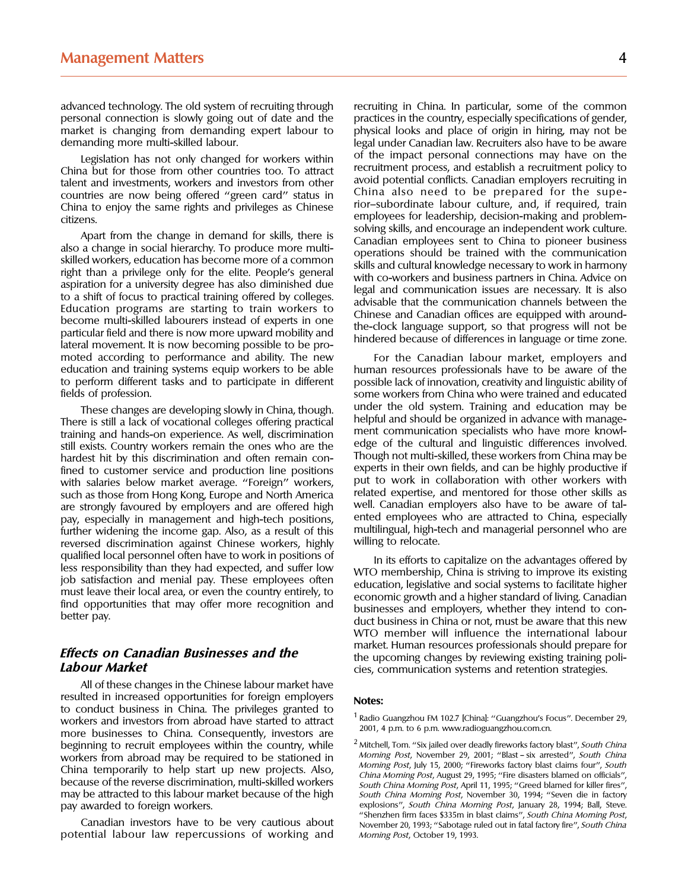advanced technology. The old system of recruiting through personal connection is slowly going out of date and the market is changing from demanding expert labour to demanding more multi-skilled labour.

Legislation has not only changed for workers within China but for those from other countries too. To attract talent and investments, workers and investors from other countries are now being offered "green card" status in China to enjoy the same rights and privileges as Chinese citizens.

Apart from the change in demand for skills, there is also a change in social hierarchy. To produce more multi-skilled workers, education has become more of a common right than a privilege only for the elite. People's general aspiration for a university degree has also diminished due to a shift of focus to practical training offered by colleges. Education programs are starting to train workers to become multi-skilled labourers instead of experts in one particular field and there is now more upward mobility and lateral movement. It is now becoming possible to be promoted according to performance and ability. The new education and training systems equip workers to be able to perform different tasks and to participate in different fields of profession.

These changes are developing slowly in China, though. There is still a lack of vocational colleges offering practical training and hands-on experience. As well, discrimination still exists. Country workers remain the ones who are the hardest hit by this discrimination and often remain confined to customer service and production line positions with salaries below market average. "Foreign" workers, such as those from Hong Kong, Europe and North America are strongly favoured by employers and are offered high pay, especially in management and high-tech positions, further widening the income gap. Also, as a result of this reversed discrimination against Chinese workers, highly qualified local personnel often have to work in positions of less responsibility than they had expected, and suffer low job satisfaction and menial pay. These employees often must leave their local area, or even the country entirely, to find opportunities that may offer more recognition and better pay.

## *Effects on Canadian Businesses and the Labour Market*

All of these changes in the Chinese labour market have resulted in increased opportunities for foreign employers to conduct business in China. The privileges granted to workers and investors from abroad have started to attract more businesses to China. Consequently, investors are beginning to recruit employees within the country, while workers from abroad may be required to be stationed in China temporarily to help start up new projects. Also, because of the reverse discrimination, multi-skilled workers may be attracted to this labour market because of the high pay awarded to foreign workers.

Canadian investors have to be very cautious about potential labour law repercussions of working and recruiting in China. In particular, some of the common practices in the country, especially specifications of gender, physical looks and place of origin in hiring, may not be legal under Canadian law. Recruiters also have to be aware of the impact personal connections may have on the recruitment process, and establish a recruitment policy to avoid potential conflicts. Canadian employers recruiting in China also need to be prepared for the superior–subordinate labour culture, and, if required, train employees for leadership, decision-making and problem-solving skills, and encourage an independent work culture. Canadian employees sent to China to pioneer business operations should be trained with the communication skills and cultural knowledge necessary to work in harmony with co-workers and business partners in China. Advice on legal and communication issues are necessary. It is also advisable that the communication channels between the Chinese and Canadian offices are equipped with around-the-clock language support, so that progress will not be hindered because of differences in language or time zone.

For the Canadian labour market, employers and human resources professionals have to be aware of the possible lack of innovation, creativity and linguistic ability of some workers from China who were trained and educated under the old system. Training and education may be helpful and should be organized in advance with management communication specialists who have more knowledge of the cultural and linguistic differences involved. Though not multi-skilled, these workers from China may be experts in their own fields, and can be highly productive if put to work in collaboration with other workers with related expertise, and mentored for those other skills as well. Canadian employers also have to be aware of talented employees who are attracted to China, especially multilingual, high-tech and managerial personnel who are willing to relocate.

In its efforts to capitalize on the advantages offered by WTO membership, China is striving to improve its existing education, legislative and social systems to facilitate higher economic growth and a higher standard of living. Canadian businesses and employers, whether they intend to conduct business in China or not, must be aware that this new WTO member will influence the international labour market. Human resources professionals should prepare for the upcoming changes by reviewing existing training policies, communication systems and retention strategies.

**Notes:**

[1] Radio Guangzhou FM 102.7 [China]: "Guangzhou's Focus". December 29, 2001, 4 p.m. to 6 p.m. www.radioguangzhou.com.cn.

[2] Mitchell, Tom. "Six jailed over deadly fireworks factory blast", *South China Morning Post*, November 29, 2001; "Blast – six arrested", *South China Morning Post*, July 15, 2000; "Fireworks factory blast claims four", *South China Morning Post*, August 29, 1995; "Fire disasters blamed on officials", *South China Morning Post*, April 11, 1995; "Greed blamed for killer fires", *South China Morning Post*, November 30, 1994; "Seven die in factory explosions", *South China Morning Post*, January 28, 1994; Ball, Steve. "Shenzhen firm faces $335m in blast claims", *South China Morning Post*, November 20, 1993; "Sabotage ruled out in fatal factory fire", *South China Morning Post*, October 19, 1993.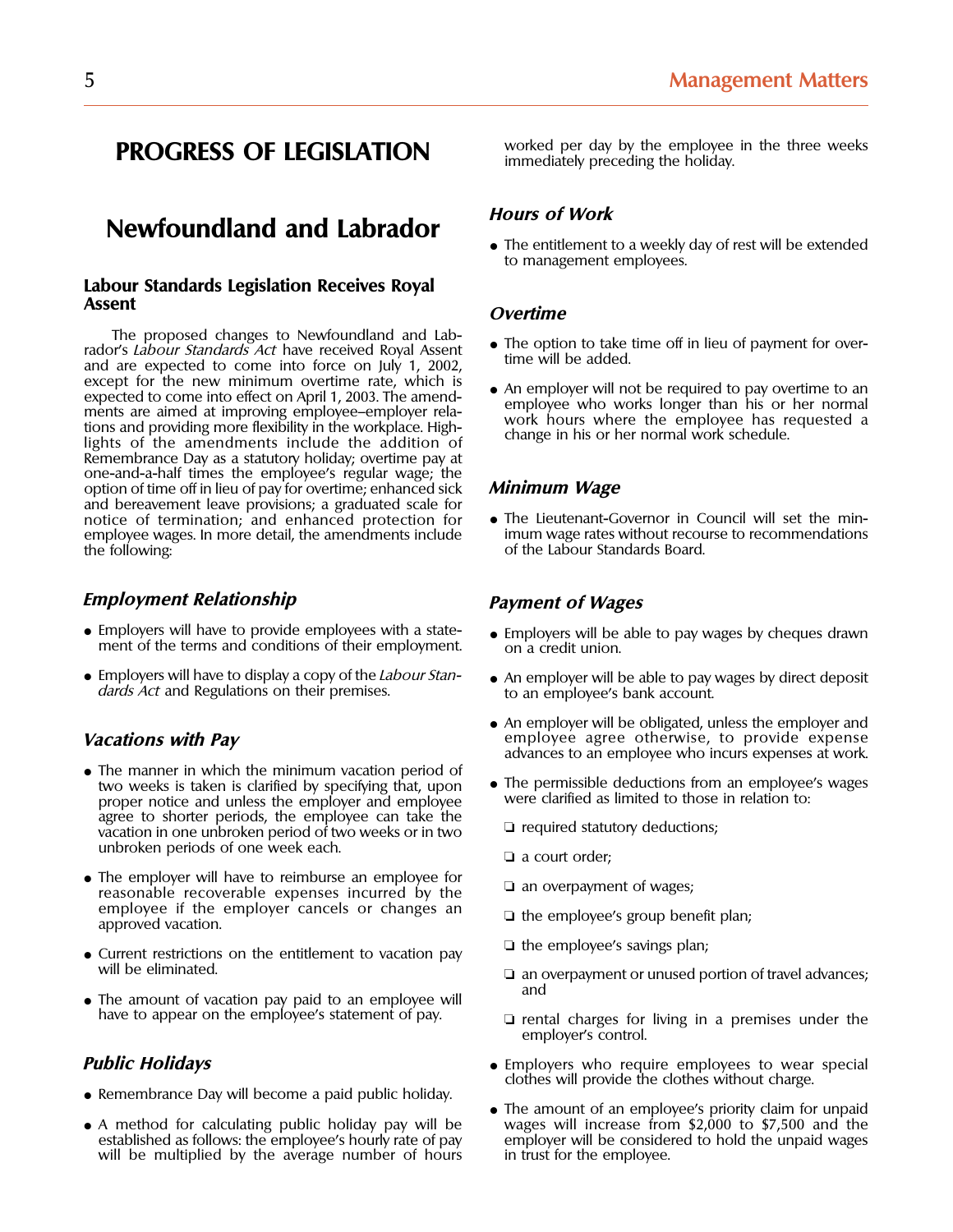# PROGRESS OF LEGISLATION

## Newfoundland and Labrador

### Labour Standards Legislation Receives Royal Assent

The proposed changes to Newfoundland and Labrador's *Labour Standards Act* have received Royal Assent and are expected to come into force on July 1, 2002, except for the new minimum overtime rate, which is expected to come into effect on April 1, 2003. The amendments are aimed at improving employee–employer relations and providing more flexibility in the workplace. Highlights of the amendments include the addition of Remembrance Day as a statutory holiday; overtime pay at one-and-a-half times the employee's regular wage; the option of time off in lieu of pay for overtime; enhanced sick and bereavement leave provisions; a graduated scale for notice of termination; and enhanced protection for employee wages. In more detail, the amendments include the following:

#### *Employment Relationship*

- Employers will have to provide employees with a statement of the terms and conditions of their employment.
- Employers will have to display a copy of the *Labour Standards Act* and Regulations on their premises.

#### *Vacations with Pay*

- The manner in which the minimum vacation period of two weeks is taken is clarified by specifying that, upon proper notice and unless the employer and employee agree to shorter periods, the employee can take the vacation in one unbroken period of two weeks or in two unbroken periods of one week each.
- The employer will have to reimburse an employee for reasonable recoverable expenses incurred by the employee if the employer cancels or changes an approved vacation.
- Current restrictions on the entitlement to vacation pay will be eliminated.
- The amount of vacation pay paid to an employee will have to appear on the employee's statement of pay.

#### *Public Holidays*

- Remembrance Day will become a paid public holiday.
- A method for calculating public holiday pay will be established as follows: the employee's hourly rate of pay will be multiplied by the average number of hours worked per day by the employee in the three weeks immediately preceding the holiday.

#### *Hours of Work*

- The entitlement to a weekly day of rest will be extended to management employees.

#### *Overtime*

- The option to take time off in lieu of payment for overtime will be added.
- An employer will not be required to pay overtime to an employee who works longer than his or her normal work hours where the employee has requested a change in his or her normal work schedule.

#### *Minimum Wage*

- The Lieutenant-Governor in Council will set the minimum wage rates without recourse to recommendations of the Labour Standards Board.

#### *Payment of Wages*

- Employers will be able to pay wages by cheques drawn on a credit union.
- An employer will be able to pay wages by direct deposit to an employee's bank account.
- An employer will be obligated, unless the employer and employee agree otherwise, to provide expense advances to an employee who incurs expenses at work.
- The permissible deductions from an employee's wages were clarified as limited to those in relation to:
  - required statutory deductions;
  - a court order;
  - an overpayment of wages;
  - the employee's group benefit plan;
  - the employee's savings plan;
  - an overpayment or unused portion of travel advances; and
  - rental charges for living in a premises under the employer's control.
- Employers who require employees to wear special clothes will provide the clothes without charge.
- The amount of an employee's priority claim for unpaid wages will increase from $2,000 to $7,500 and the employer will be considered to hold the unpaid wages in trust for the employee.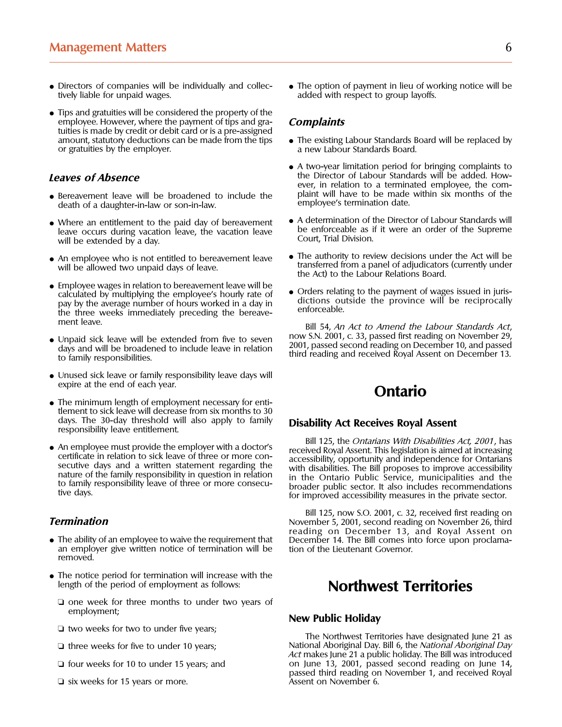- Directors of companies will be individually and collectively liable for unpaid wages.

- Tips and gratuities will be considered the property of the employee. However, where the payment of tips and gratuities is made by credit or debit card or is a pre-assigned amount, statutory deductions can be made from the tips or gratuities by the employer.

### *Leaves of Absence*

- Bereavement leave will be broadened to include the death of a daughter-in-law or son-in-law.

- Where an entitlement to the paid day of bereavement leave occurs during vacation leave, the vacation leave will be extended by a day.

- An employee who is not entitled to bereavement leave will be allowed two unpaid days of leave.

- Employee wages in relation to bereavement leave will be calculated by multiplying the employee's hourly rate of pay by the average number of hours worked in a day in the three weeks immediately preceding the bereavement leave.

- Unpaid sick leave will be extended from five to seven days and will be broadened to include leave in relation to family responsibilities.

- Unused sick leave or family responsibility leave days will expire at the end of each year.

- The minimum length of employment necessary for entitlement to sick leave will decrease from six months to 30 days. The 30-day threshold will also apply to family responsibility leave entitlement.

- An employee must provide the employer with a doctor's certificate in relation to sick leave of three or more consecutive days and a written statement regarding the nature of the family responsibility in question in relation to family responsibility leave of three or more consecutive days.

### *Termination*

- The ability of an employee to waive the requirement that an employer give written notice of termination will be removed.

- The notice period for termination will increase with the length of the period of employment as follows:
  - one week for three months to under two years of employment;
  - two weeks for two to under five years;
  - three weeks for five to under 10 years;
  - four weeks for 10 to under 15 years; and
  - six weeks for 15 years or more.

- The option of payment in lieu of working notice will be added with respect to group layoffs.

### *Complaints*

- The existing Labour Standards Board will be replaced by a new Labour Standards Board.

- A two-year limitation period for bringing complaints to the Director of Labour Standards will be added. However, in relation to a terminated employee, the complaint will have to be made within six months of the employee's termination date.

- A determination of the Director of Labour Standards will be enforceable as if it were an order of the Supreme Court, Trial Division.

- The authority to review decisions under the Act will be transferred from a panel of adjudicators (currently under the Act) to the Labour Relations Board.

- Orders relating to the payment of wages issued in jurisdictions outside the province will be reciprocally enforceable.

Bill 54, *An Act to Amend the Labour Standards Act*, now S.N. 2001, c. 33, passed first reading on November 29, 2001, passed second reading on December 10, and passed third reading and received Royal Assent on December 13.

# Ontario

## Disability Act Receives Royal Assent

Bill 125, the *Ontarians With Disabilities Act, 2001*, has received Royal Assent. This legislation is aimed at increasing accessibility, opportunity and independence for Ontarians with disabilities. The Bill proposes to improve accessibility in the Ontario Public Service, municipalities and the broader public sector. It also includes recommendations for improved accessibility measures in the private sector.

Bill 125, now S.O. 2001, c. 32, received first reading on November 5, 2001, second reading on November 26, third reading on December 13, and Royal Assent on December 14. The Bill comes into force upon proclamation of the Lieutenant Governor.

# Northwest Territories

## New Public Holiday

The Northwest Territories have designated June 21 as National Aboriginal Day. Bill 6, the *National Aboriginal Day Act* makes June 21 a public holiday. The Bill was introduced on June 13, 2001, passed second reading on June 14, passed third reading on November 1, and received Royal Assent on November 6.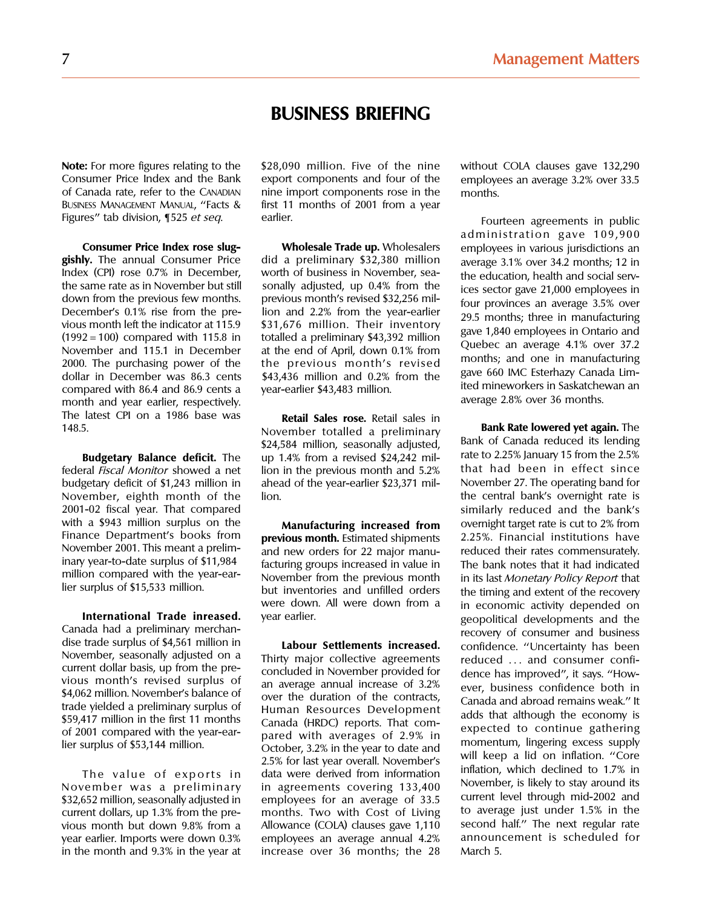# BUSINESS BRIEFING

**Note:** For more figures relating to the Consumer Price Index and the Bank of Canada rate, refer to the CANADIAN BUSINESS MANAGEMENT MANUAL, "Facts & Figures" tab division, ¶525 *et seq*.

**Consumer Price Index rose sluggishly.** The annual Consumer Price Index (CPI) rose 0.7% in December, the same rate as in November but still down from the previous few months. December's 0.1% rise from the previous month left the indicator at 115.9 (1992 = 100) compared with 115.8 in November and 115.1 in December 2000. The purchasing power of the dollar in December was 86.3 cents compared with 86.4 and 86.9 cents a month and year earlier, respectively. The latest CPI on a 1986 base was 148.5.

**Budgetary Balance deficit.** The federal *Fiscal Monitor* showed a net budgetary deficit of $1,243 million in November, eighth month of the 2001-02 fiscal year. That compared with a $943 million surplus on the Finance Department's books from November 2001. This meant a preliminary year-to-date surplus of $11,984 million compared with the year-earlier surplus of $15,533 million.

**International Trade inreased.** Canada had a preliminary merchandise trade surplus of $4,561 million in November, seasonally adjusted on a current dollar basis, up from the previous month's revised surplus of $4,062 million. November's balance of trade yielded a preliminary surplus of $59,417 million in the first 11 months of 2001 compared with the year-earlier surplus of $53,144 million.

The value of exports in November was a preliminary $32,652 million, seasonally adjusted in current dollars, up 1.3% from the previous month but down 9.8% from a year earlier. Imports were down 0.3% in the month and 9.3% in the year at $28,090 million. Five of the nine export components and four of the nine import components rose in the first 11 months of 2001 from a year earlier.

**Wholesale Trade up.** Wholesalers did a preliminary $32,380 million worth of business in November, seasonally adjusted, up 0.4% from the previous month's revised $32,256 million and 2.2% from the year-earlier $31,676 million. Their inventory totalled a preliminary $43,392 million at the end of April, down 0.1% from the previous month's revised $43,436 million and 0.2% from the year-earlier $43,483 million.

**Retail Sales rose.** Retail sales in November totalled a preliminary $24,584 million, seasonally adjusted, up 1.4% from a revised $24,242 million in the previous month and 5.2% ahead of the year-earlier $23,371 million.

**Manufacturing increased from previous month.** Estimated shipments and new orders for 22 major manufacturing groups increased in value in November from the previous month but inventories and unfilled orders were down. All were down from a year earlier.

**Labour Settlements increased.** Thirty major collective agreements concluded in November provided for an average annual increase of 3.2% over the duration of the contracts, Human Resources Development Canada (HRDC) reports. That compared with averages of 2.9% in October, 3.2% in the year to date and 2.5% for last year overall. November's data were derived from information in agreements covering 133,400 employees for an average of 33.5 months. Two with Cost of Living Allowance (COLA) clauses gave 1,110 employees an average annual 4.2% increase over 36 months; the 28 without COLA clauses gave 132,290 employees an average 3.2% over 33.5 months.

Fourteen agreements in public administration gave 109,900 employees in various jurisdictions an average 3.1% over 34.2 months; 12 in the education, health and social services sector gave 21,000 employees in four provinces an average 3.5% over 29.5 months; three in manufacturing gave 1,840 employees in Ontario and Quebec an average 4.1% over 37.2 months; and one in manufacturing gave 660 IMC Esterhazy Canada Limited mineworkers in Saskatchewan an average 2.8% over 36 months.

**Bank Rate lowered yet again.** The Bank of Canada reduced its lending rate to 2.25% January 15 from the 2.5% that had been in effect since November 27. The operating band for the central bank's overnight rate is similarly reduced and the bank's overnight target rate is cut to 2% from 2.25%. Financial institutions have reduced their rates commensurately. The bank notes that it had indicated in its last *Monetary Policy Report* that the timing and extent of the recovery in economic activity depended on geopolitical developments and the recovery of consumer and business confidence. "Uncertainty has been reduced ... and consumer confidence has improved", it says. "However, business confidence both in Canada and abroad remains weak." It adds that although the economy is expected to continue gathering momentum, lingering excess supply will keep a lid on inflation. "Core inflation, which declined to 1.7% in November, is likely to stay around its current level through mid-2002 and to average just under 1.5% in the second half." The next regular rate announcement is scheduled for March 5.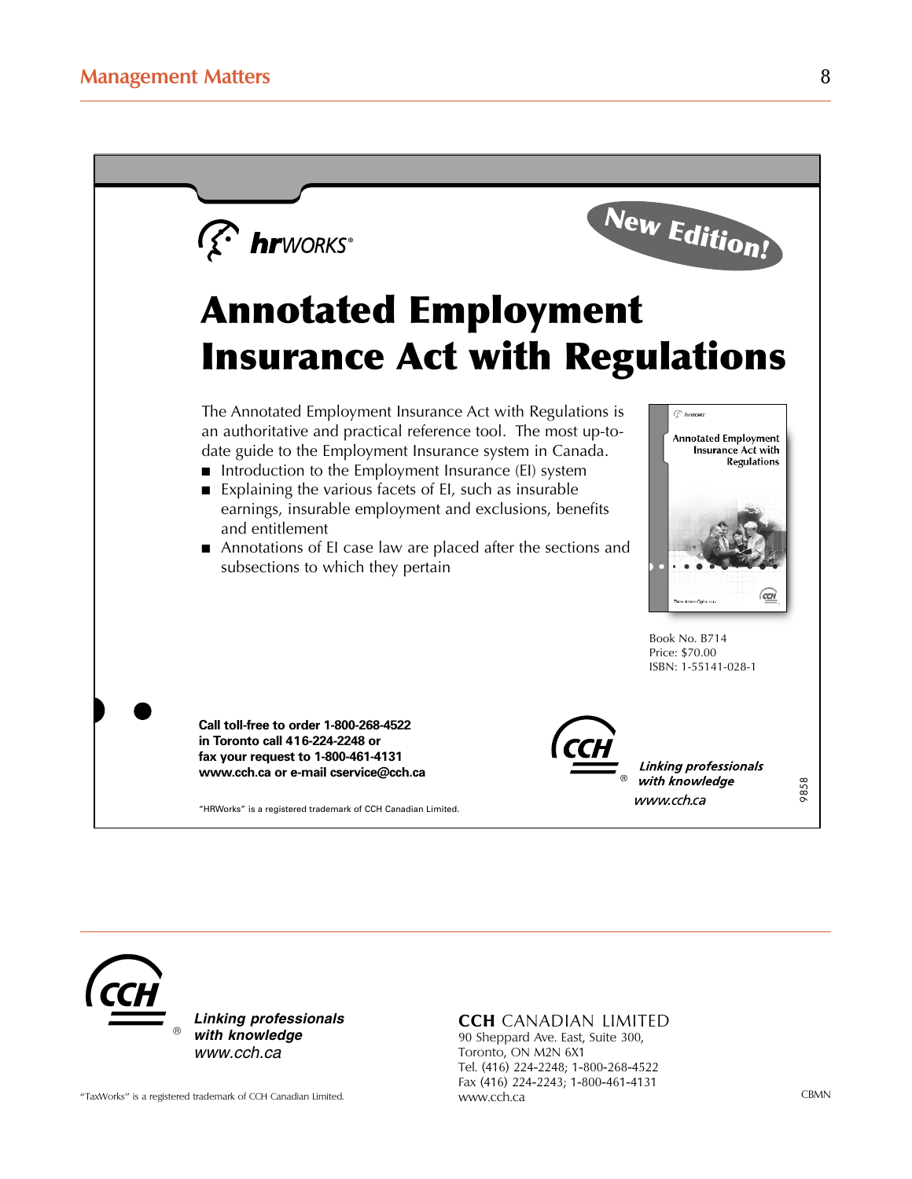hrWORKS®

New Edition!

# Annotated Employment Insurance Act with Regulations

The Annotated Employment Insurance Act with Regulations is an authoritative and practical reference tool. The most up-to-date guide to the Employment Insurance system in Canada.

- Introduction to the Employment Insurance (EI) system
- Explaining the various facets of EI, such as insurable earnings, insurable employment and exclusions, benefits and entitlement
- Annotations of EI case law are placed after the sections and subsections to which they pertain

Book No. B714
Price: $70.00
ISBN: 1-55141-028-1

**Call toll-free to order 1-800-268-4522**
**in Toronto call 416-224-2248 or**
**fax your request to 1-800-461-4131**
**www.cch.ca or e-mail cservice@cch.ca**

CCH®

***Linking professionals with knowledge***
*www.cch.ca*

9858

"HRWorks" is a registered trademark of CCH Canadian Limited.

CCH®

***Linking professionals with knowledge***
*www.cch.ca*

**CCH** CANADIAN LIMITED
90 Sheppard Ave. East, Suite 300,
Toronto, ON M2N 6X1
Tel. (416) 224-2248; 1-800-268-4522
Fax (416) 224-2243; 1-800-461-4131
www.cch.ca

"TaxWorks" is a registered trademark of CCH Canadian Limited.

CBMN